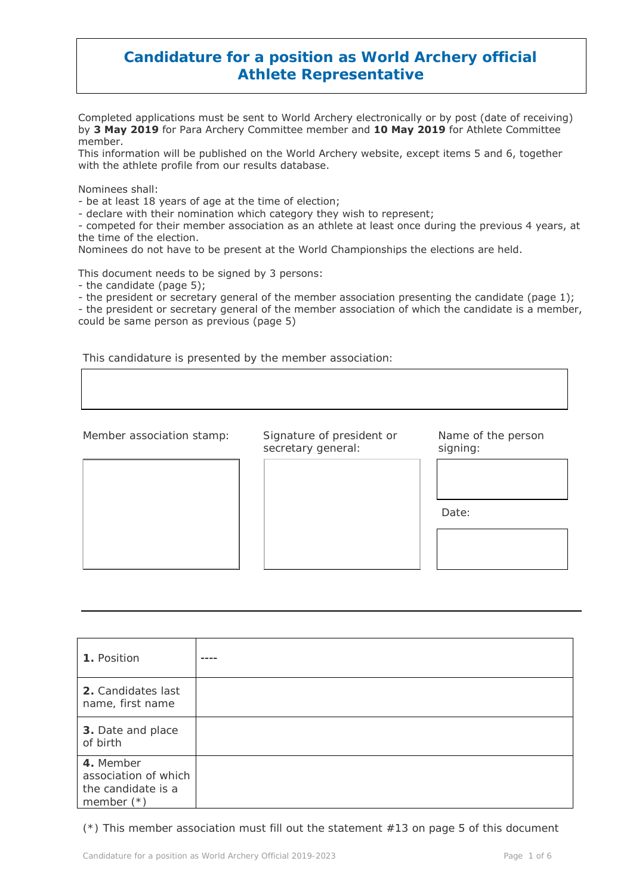# Candidature for a position as World Archery official Athlete Representative

Completed applications must be sent to World Archery electronically or by post (date of receiving) by **3 May 2019** for Para Archery Committee member and **10 May 2019** for Athlete Committee member.
This information will be published on the World Archery website, except items 5 and 6, together with the athlete profile from our results database.

Nominees shall:
- be at least 18 years of age at the time of election;
- declare with their nomination which category they wish to represent;
- competed for their member association as an athlete at least once during the previous 4 years, at the time of the election.

Nominees do not have to be present at the World Championships the elections are held.

This document needs to be signed by 3 persons:
- the candidate (page 5);
- the president or secretary general of the member association presenting the candidate (page 1);
- the president or secretary general of the member association of which the candidate is a member, could be same person as previous (page 5)

This candidature is presented by the member association:

| |
|---|
| |

| Member association stamp: | Signature of president or secretary general: | Name of the person signing: |
|---|---|---|
| | | |
| | | Date: |
| | | |

| | |
|---|---|
| **1.** Position | ---- |
| **2.** Candidates last name, first name | |
| **3.** Date and place of birth | |
| **4.** Member association of which the candidate is a member (*) | |

(*) This member association must fill out the statement #13 on page 5 of this document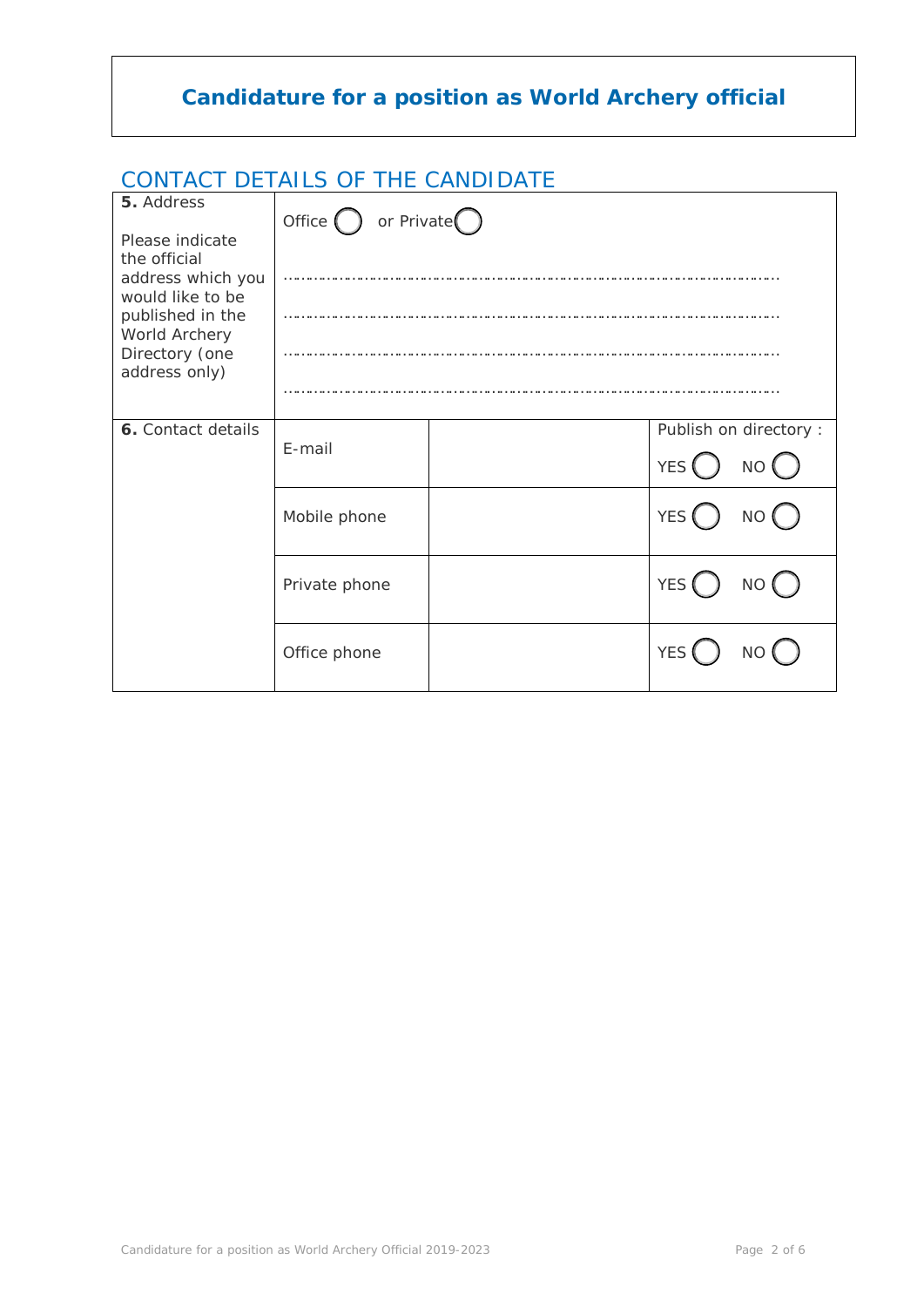# Candidature for a position as World Archery official

## CONTACT DETAILS OF THE CANDIDATE

| | | | |
|---|---|---|---|
| **5.** Address<br><br>Please indicate the official address which you would like to be published in the World Archery Directory (one address only) | Office ◯ or Private ◯<br><br>…………………………………………………………………………………………<br><br>…………………………………………………………………………………………<br><br>…………………………………………………………………………………………<br><br>………………………………………………………………………………………… | | |
| **6.** Contact details | E-mail | | Publish on directory :<br>YES ◯ NO ◯ |
| | Mobile phone | | YES ◯ NO ◯ |
| | Private phone | | YES ◯ NO ◯ |
| | Office phone | | YES ◯ NO ◯ |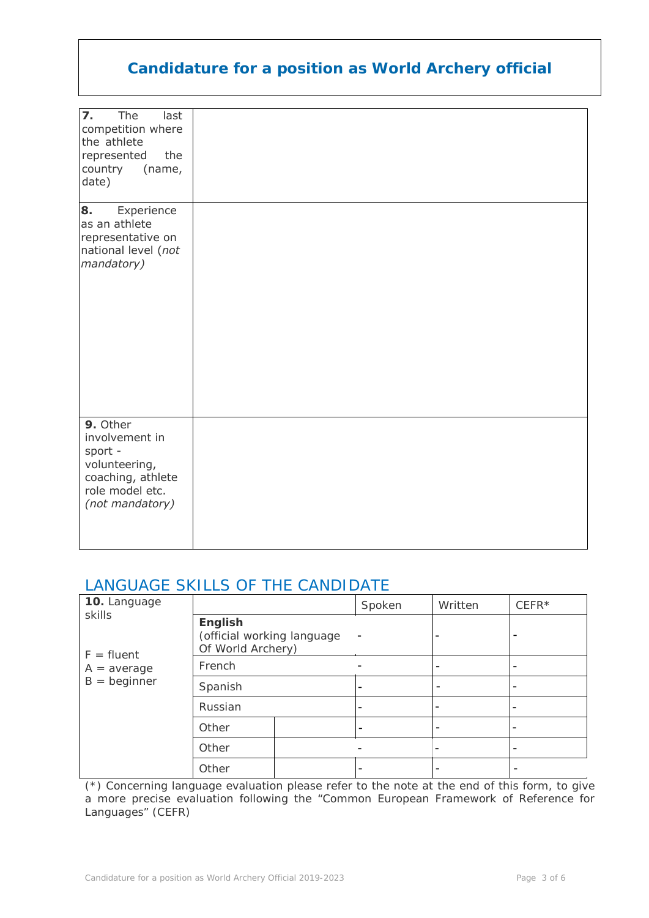# Candidature for a position as World Archery official

| | |
|---|---|
| **7.** The last competition where the athlete represented the country (name, date) | |
| **8.** Experience as an athlete representative on national level (*not mandatory)* | |
| **9.** Other involvement in sport - volunteering, coaching, athlete role model etc. *(not mandatory)* | |

## LANGUAGE SKILLS OF THE CANDIDATE

| **10.** Language skills | | | Spoken | Written | CEFR* |
|---|---|---|---|---|---|
| F = fluent<br>A = average<br>B = beginner | **English**<br>(official working language Of World Archery) | | - | - | - |
| | French | | - | - | - |
| | Spanish | | - | - | - |
| | Russian | | - | - | - |
| | Other | | - | - | - |
| | Other | | - | - | - |
| | Other | | - | - | - |

(*) Concerning language evaluation please refer to the note at the end of this form, to give a more precise evaluation following the "Common European Framework of Reference for Languages" (CEFR)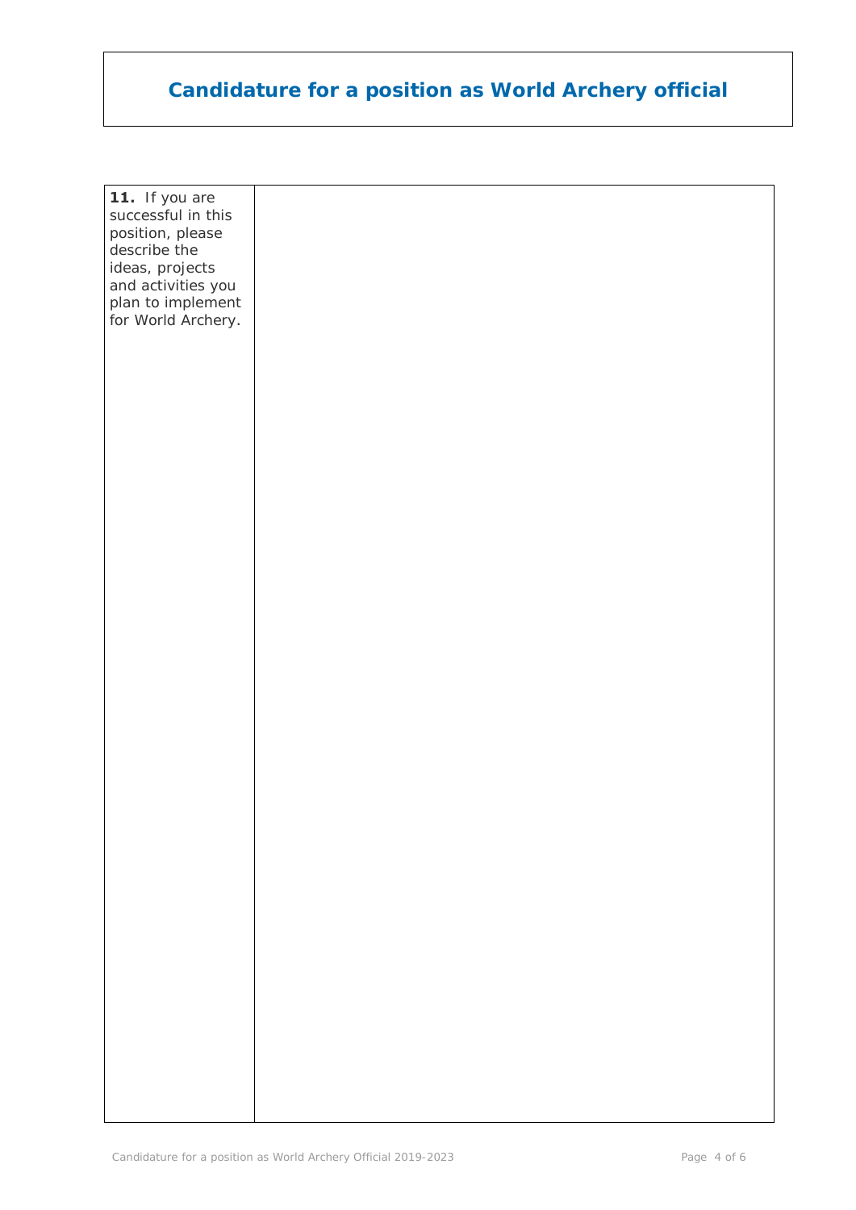# Candidature for a position as World Archery official

| **11.** If you are successful in this position, please describe the ideas, projects and activities you plan to implement for World Archery. | |
|---|---|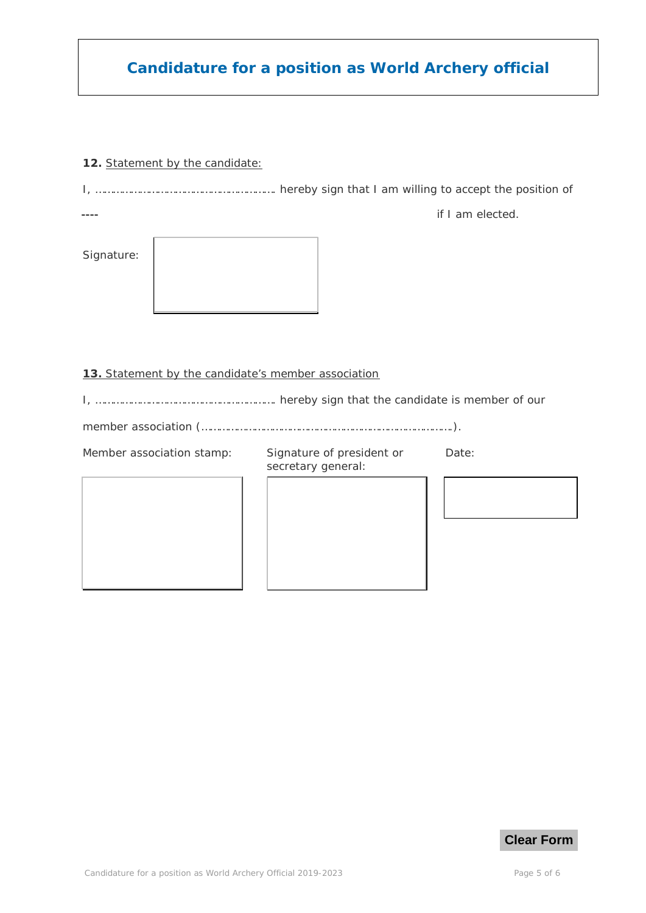# Candidature for a position as World Archery official

**12.** Statement by the candidate:

I, ……………………………………………… hereby sign that I am willing to accept the position of

---- if I am elected.

Signature:

**13.** Statement by the candidate's member association

I, ……………………………………………… hereby sign that the candidate is member of our

member association (…………………………………………………………………).

| Member association stamp: | Signature of president or secretary general: | Date: |
| --- | --- | --- |
| | | |

Clear Form